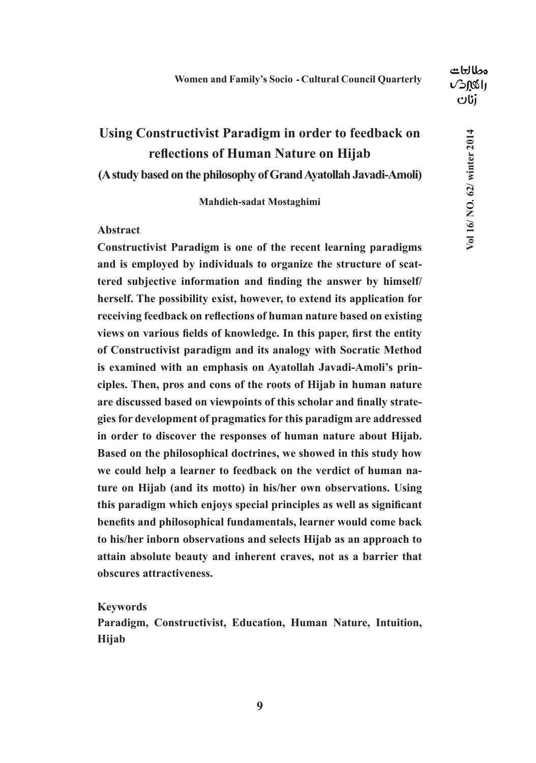# Using Constructivist Paradigm in order to feedback on reflections of Human Nature on Hijab

## (A study based on the philosophy of Grand Ayatollah Javadi-Amoli)

**Mahdieh-sadat Mostaghimi**

### Abstract

**Constructivist Paradigm is one of the recent learning paradigms and is employed by individuals to organize the structure of scattered subjective information and finding the answer by himself/herself. The possibility exist, however, to extend its application for receiving feedback on reflections of human nature based on existing views on various fields of knowledge. In this paper, first the entity of Constructivist paradigm and its analogy with Socratic Method is examined with an emphasis on Ayatollah Javadi-Amoli's principles. Then, pros and cons of the roots of Hijab in human nature are discussed based on viewpoints of this scholar and finally strategies for development of pragmatics for this paradigm are addressed in order to discover the responses of human nature about Hijab. Based on the philosophical doctrines, we showed in this study how we could help a learner to feedback on the verdict of human nature on Hijab (and its motto) in his/her own observations. Using this paradigm which enjoys special principles as well as significant benefits and philosophical fundamentals, learner would come back to his/her inborn observations and selects Hijab as an approach to attain absolute beauty and inherent craves, not as a barrier that obscures attractiveness.**

### Keywords

**Paradigm, Constructivist, Education, Human Nature, Intuition, Hijab**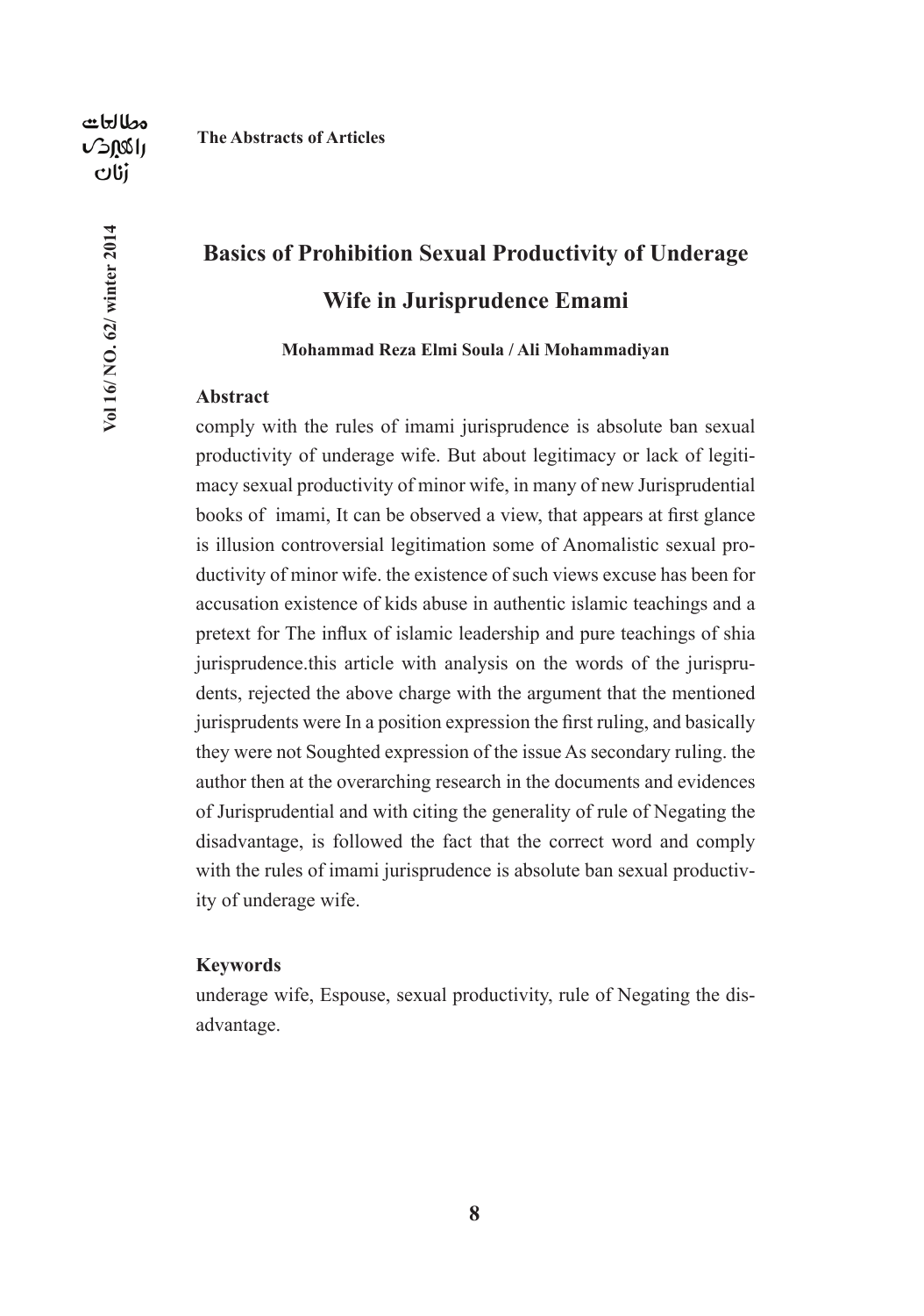# Basics of Prohibition Sexual Productivity of Underage Wife in Jurisprudence Emami

**Mohammad Reza Elmi Soula / Ali Mohammadiyan**

## Abstract

comply with the rules of imami jurisprudence is absolute ban sexual productivity of underage wife. But about legitimacy or lack of legitimacy sexual productivity of minor wife, in many of new Jurisprudential books of imami, It can be observed a view, that appears at first glance is illusion controversial legitimation some of Anomalistic sexual productivity of minor wife. the existence of such views excuse has been for accusation existence of kids abuse in authentic islamic teachings and a pretext for The influx of islamic leadership and pure teachings of shia jurisprudence.this article with analysis on the words of the jurisprudents, rejected the above charge with the argument that the mentioned jurisprudents were In a position expression the first ruling, and basically they were not Soughted expression of the issue As secondary ruling. the author then at the overarching research in the documents and evidences of Jurisprudential and with citing the generality of rule of Negating the disadvantage, is followed the fact that the correct word and comply with the rules of imami jurisprudence is absolute ban sexual productivity of underage wife.

## Keywords

underage wife, Espouse, sexual productivity, rule of Negating the disadvantage.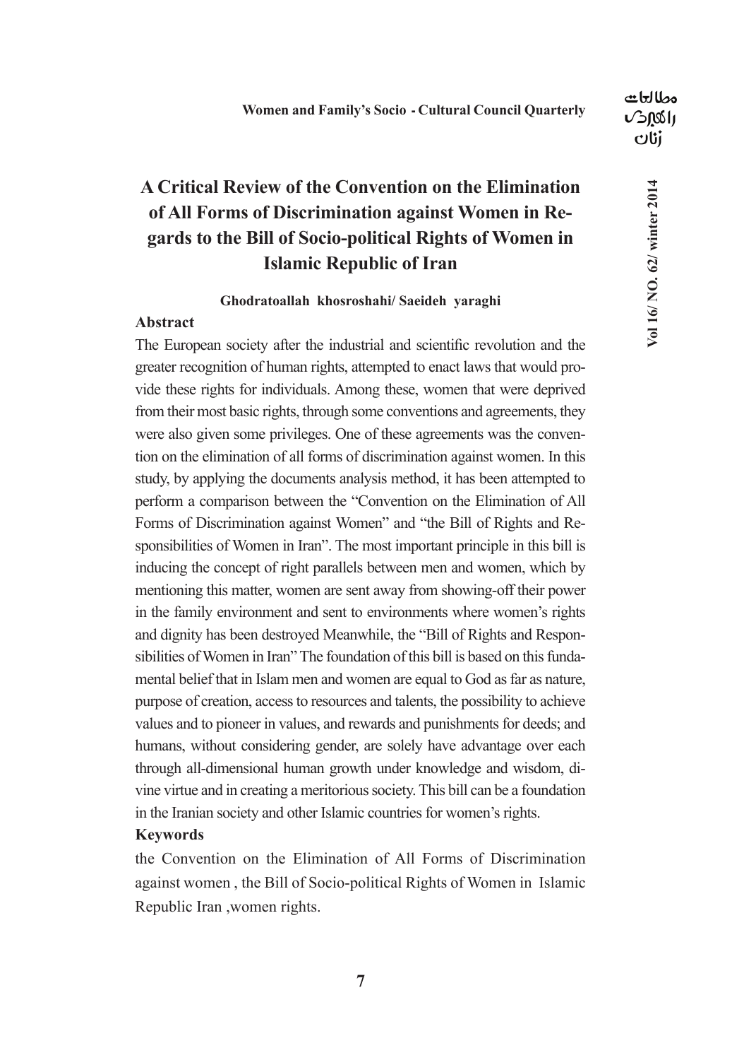# A Critical Review of the Convention on the Elimination of All Forms of Discrimination against Women in Regards to the Bill of Socio-political Rights of Women in Islamic Republic of Iran

**Ghodratoallah khosroshahi/ Saeideh yaraghi**

## Abstract

The European society after the industrial and scientific revolution and the greater recognition of human rights, attempted to enact laws that would provide these rights for individuals. Among these, women that were deprived from their most basic rights, through some conventions and agreements, they were also given some privileges. One of these agreements was the convention on the elimination of all forms of discrimination against women. In this study, by applying the documents analysis method, it has been attempted to perform a comparison between the "Convention on the Elimination of All Forms of Discrimination against Women" and "the Bill of Rights and Responsibilities of Women in Iran". The most important principle in this bill is inducing the concept of right parallels between men and women, which by mentioning this matter, women are sent away from showing-off their power in the family environment and sent to environments where women's rights and dignity has been destroyed Meanwhile, the "Bill of Rights and Responsibilities of Women in Iran" The foundation of this bill is based on this fundamental belief that in Islam men and women are equal to God as far as nature, purpose of creation, access to resources and talents, the possibility to achieve values and to pioneer in values, and rewards and punishments for deeds; and humans, without considering gender, are solely have advantage over each through all-dimensional human growth under knowledge and wisdom, divine virtue and in creating a meritorious society. This bill can be a foundation in the Iranian society and other Islamic countries for women's rights.

## Keywords

the Convention on the Elimination of All Forms of Discrimination against women , the Bill of Socio-political Rights of Women in Islamic Republic Iran ,women rights.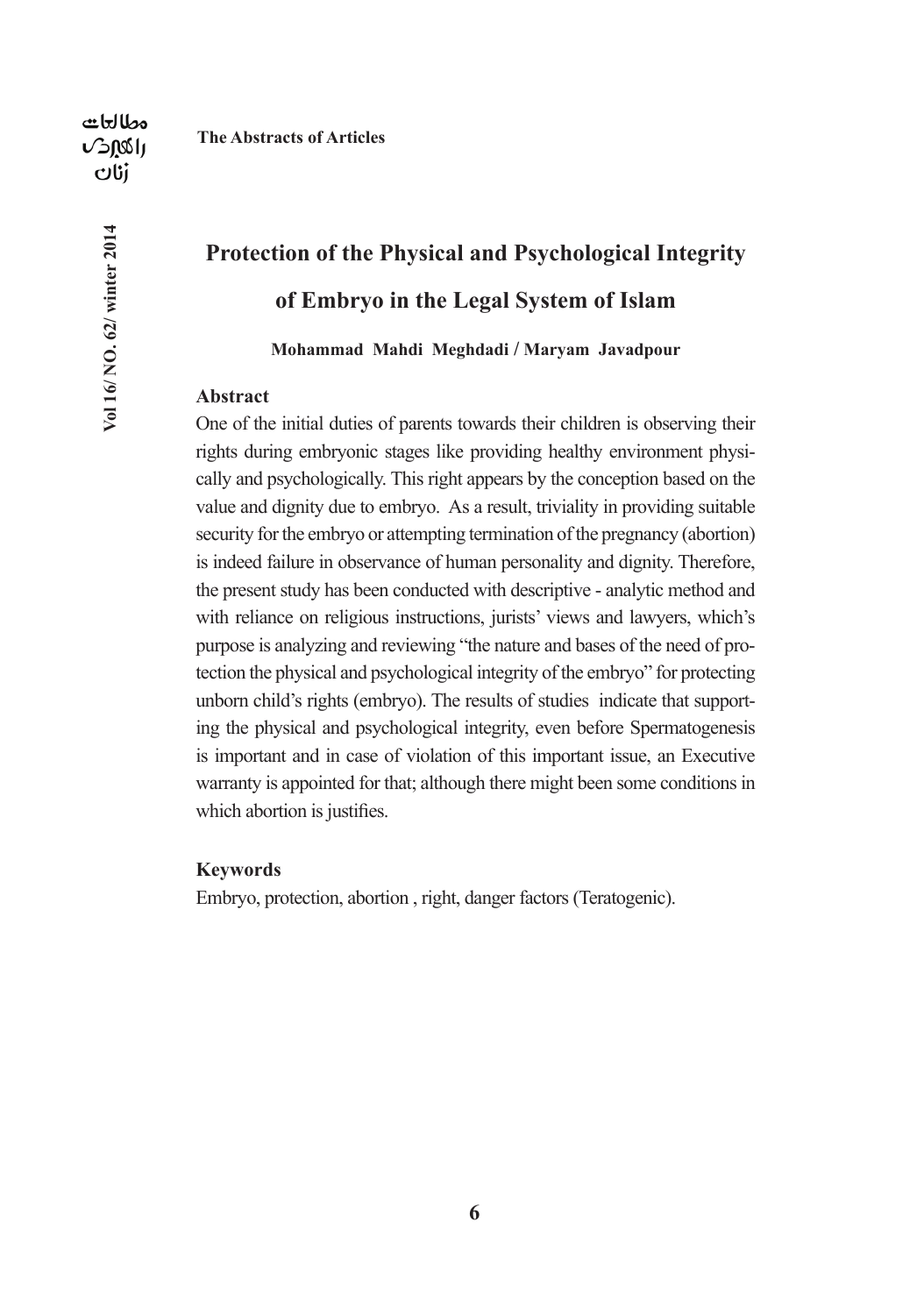# Protection of the Physical and Psychological Integrity of Embryo in the Legal System of Islam

**Mohammad Mahdi Meghdadi / Maryam Javadpour**

### Abstract

One of the initial duties of parents towards their children is observing their rights during embryonic stages like providing healthy environment physically and psychologically. This right appears by the conception based on the value and dignity due to embryo. As a result, triviality in providing suitable security for the embryo or attempting termination of the pregnancy (abortion) is indeed failure in observance of human personality and dignity. Therefore, the present study has been conducted with descriptive - analytic method and with reliance on religious instructions, jurists' views and lawyers, which's purpose is analyzing and reviewing "the nature and bases of the need of protection the physical and psychological integrity of the embryo" for protecting unborn child's rights (embryo). The results of studies indicate that supporting the physical and psychological integrity, even before Spermatogenesis is important and in case of violation of this important issue, an Executive warranty is appointed for that; although there might been some conditions in which abortion is justifies.

### Keywords

Embryo, protection, abortion , right, danger factors (Teratogenic).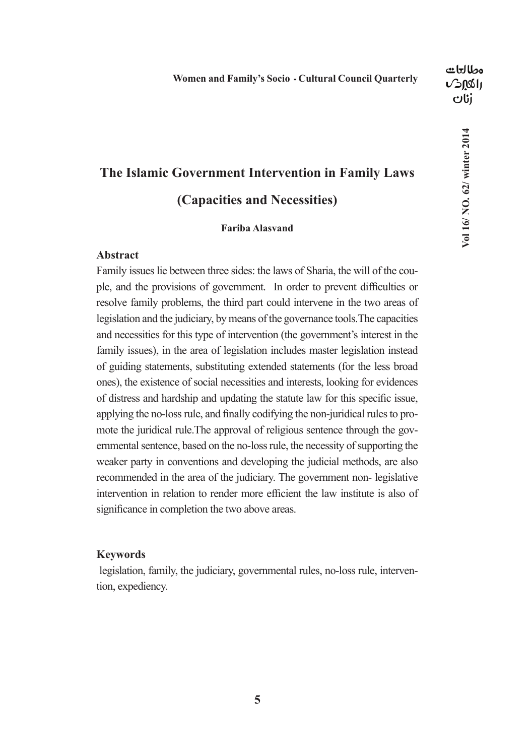# The Islamic Government Intervention in Family Laws

## (Capacities and Necessities)

**Fariba Alasvand**

### Abstract

Family issues lie between three sides: the laws of Sharia, the will of the couple, and the provisions of government. In order to prevent difficulties or resolve family problems, the third part could intervene in the two areas of legislation and the judiciary, by means of the governance tools.The capacities and necessities for this type of intervention (the government's interest in the family issues), in the area of legislation includes master legislation instead of guiding statements, substituting extended statements (for the less broad ones), the existence of social necessities and interests, looking for evidences of distress and hardship and updating the statute law for this specific issue, applying the no-loss rule, and finally codifying the non-juridical rules to promote the juridical rule.The approval of religious sentence through the governmental sentence, based on the no-loss rule, the necessity of supporting the weaker party in conventions and developing the judicial methods, are also recommended in the area of the judiciary. The government non- legislative intervention in relation to render more efficient the law institute is also of significance in completion the two above areas.

### Keywords

legislation, family, the judiciary, governmental rules, no-loss rule, intervention, expediency.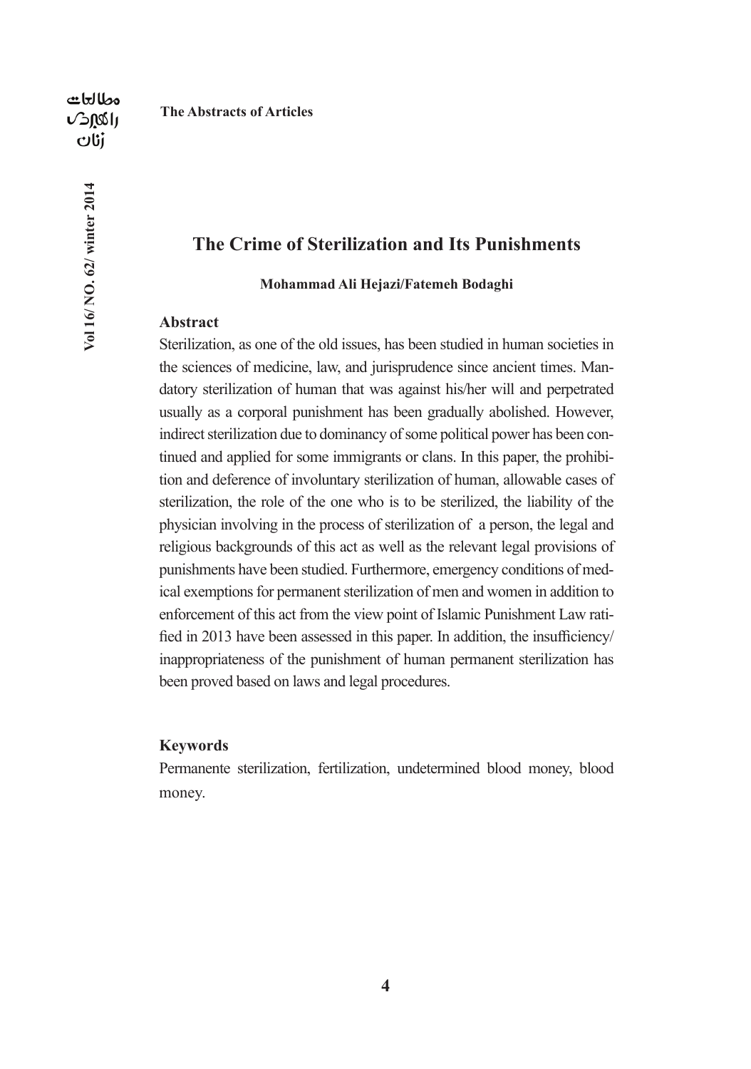# The Crime of Sterilization and Its Punishments

**Mohammad Ali Hejazi/Fatemeh Bodaghi**

## Abstract

Sterilization, as one of the old issues, has been studied in human societies in the sciences of medicine, law, and jurisprudence since ancient times. Mandatory sterilization of human that was against his/her will and perpetrated usually as a corporal punishment has been gradually abolished. However, indirect sterilization due to dominancy of some political power has been continued and applied for some immigrants or clans. In this paper, the prohibition and deference of involuntary sterilization of human, allowable cases of sterilization, the role of the one who is to be sterilized, the liability of the physician involving in the process of sterilization of a person, the legal and religious backgrounds of this act as well as the relevant legal provisions of punishments have been studied. Furthermore, emergency conditions of medical exemptions for permanent sterilization of men and women in addition to enforcement of this act from the view point of Islamic Punishment Law ratified in 2013 have been assessed in this paper. In addition, the insufficiency/inappropriateness of the punishment of human permanent sterilization has been proved based on laws and legal procedures.

## Keywords

Permanente sterilization, fertilization, undetermined blood money, blood money.